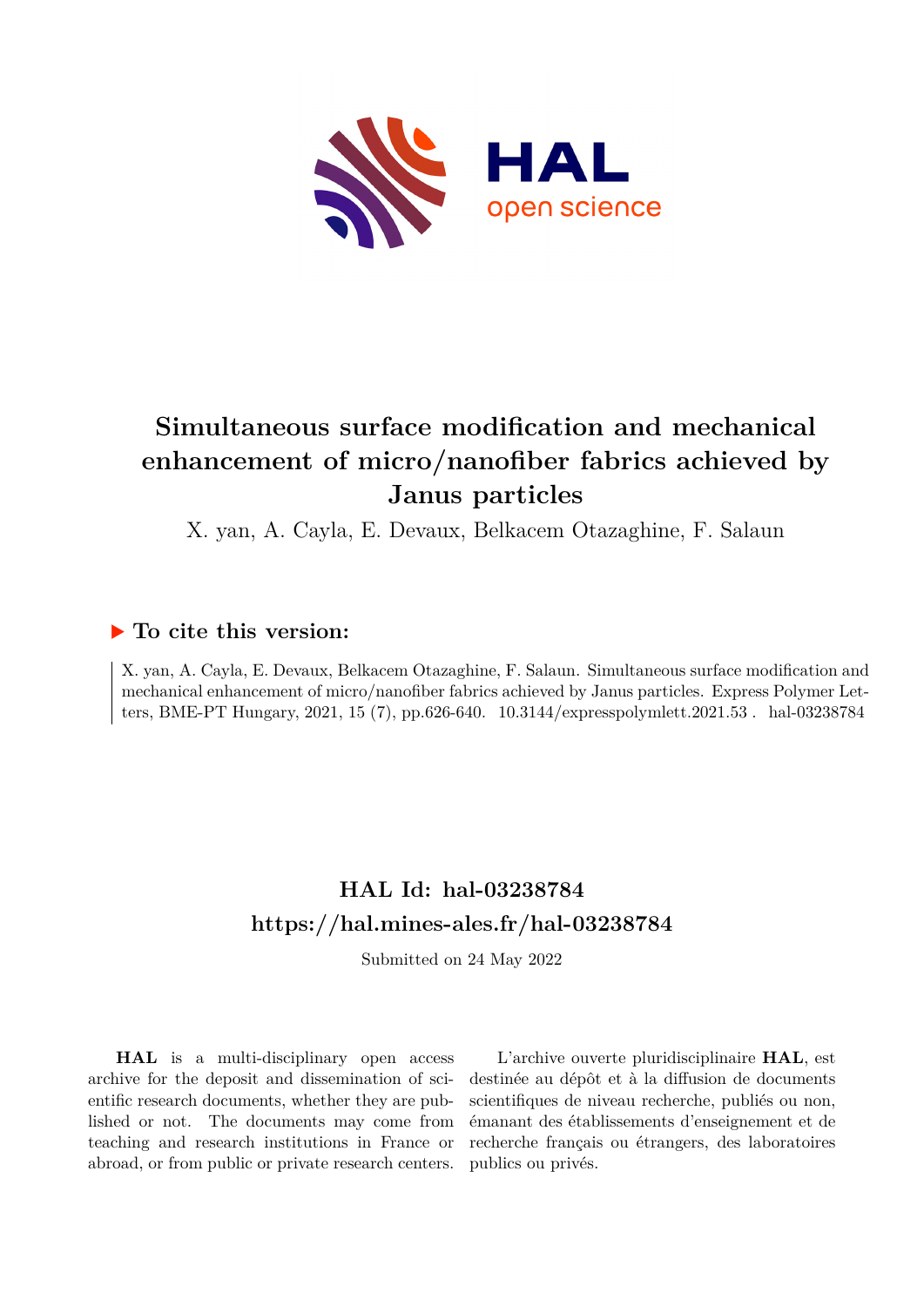# Simultaneous surface modification and mechanical enhancement of micro/nanofiber fabrics achieved by Janus particles

X. yan, A. Cayla, E. Devaux, Belkacem Otazaghine, F. Salaun

## ▶ To cite this version:

X. yan, A. Cayla, E. Devaux, Belkacem Otazaghine, F. Salaun. Simultaneous surface modification and mechanical enhancement of micro/nanofiber fabrics achieved by Janus particles. Express Polymer Letters, BME-PT Hungary, 2021, 15 (7), pp.626-640. 10.3144/expresspolymlett.2021.53 . hal-03238784

## HAL Id: hal-03238784

## https://hal.mines-ales.fr/hal-03238784

Submitted on 24 May 2022

**HAL** is a multi-disciplinary open access archive for the deposit and dissemination of scientific research documents, whether they are published or not. The documents may come from teaching and research institutions in France or abroad, or from public or private research centers.

L'archive ouverte pluridisciplinaire **HAL**, est destinée au dépôt et à la diffusion de documents scientifiques de niveau recherche, publiés ou non, émanant des établissements d'enseignement et de recherche français ou étrangers, des laboratoires publics ou privés.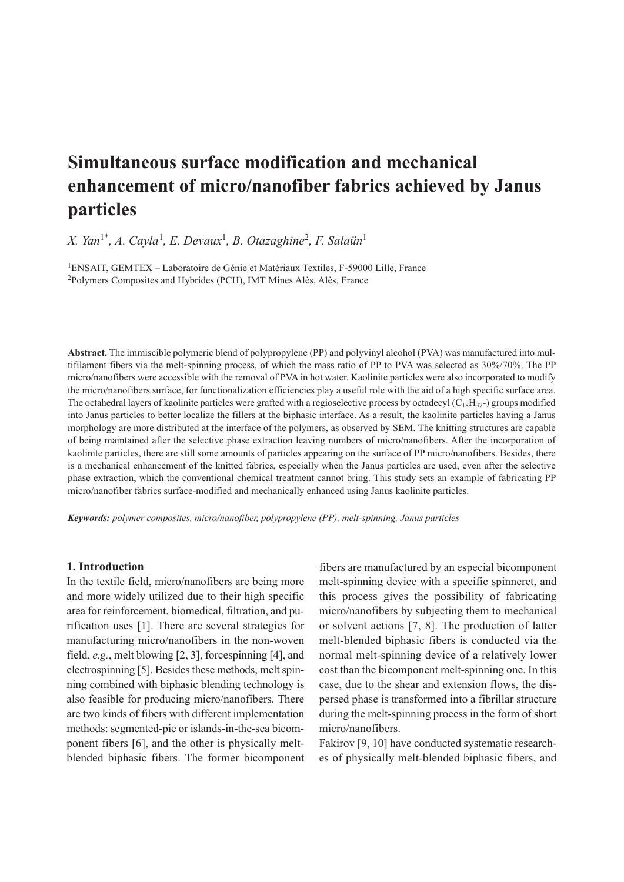# Simultaneous surface modification and mechanical enhancement of micro/nanofiber fabrics achieved by Janus particles

*X. Yan*[1*], *A. Cayla*[1], *E. Devaux*[1], *B. Otazaghine*[2], *F. Salaün*[1]

[1]ENSAIT, GEMTEX – Laboratoire de Génie et Matériaux Textiles, F-59000 Lille, France
[2]Polymers Composites and Hybrides (PCH), IMT Mines Alès, Alès, France

**Abstract.** The immiscible polymeric blend of polypropylene (PP) and polyvinyl alcohol (PVA) was manufactured into multifilament fibers via the melt-spinning process, of which the mass ratio of PP to PVA was selected as 30%/70%. The PP micro/nanofibers were accessible with the removal of PVA in hot water. Kaolinite particles were also incorporated to modify the micro/nanofibers surface, for functionalization efficiencies play a useful role with the aid of a high specific surface area. The octahedral layers of kaolinite particles were grafted with a regioselective process by octadecyl ($C_{18}H_{37}$-) groups modified into Janus particles to better localize the fillers at the biphasic interface. As a result, the kaolinite particles having a Janus morphology are more distributed at the interface of the polymers, as observed by SEM. The knitting structures are capable of being maintained after the selective phase extraction leaving numbers of micro/nanofibers. After the incorporation of kaolinite particles, there are still some amounts of particles appearing on the surface of PP micro/nanofibers. Besides, there is a mechanical enhancement of the knitted fabrics, especially when the Janus particles are used, even after the selective phase extraction, which the conventional chemical treatment cannot bring. This study sets an example of fabricating PP micro/nanofiber fabrics surface-modified and mechanically enhanced using Janus kaolinite particles.

***Keywords:*** *polymer composites, micro/nanofiber, polypropylene (PP), melt-spinning, Janus particles*

## 1. Introduction

In the textile field, micro/nanofibers are being more and more widely utilized due to their high specific area for reinforcement, biomedical, filtration, and purification uses [1]. There are several strategies for manufacturing micro/nanofibers in the non-woven field, *e.g.*, melt blowing [2, 3], forcespinning [4], and electrospinning [5]. Besides these methods, melt spinning combined with biphasic blending technology is also feasible for producing micro/nanofibers. There are two kinds of fibers with different implementation methods: segmented-pie or islands-in-the-sea bicomponent fibers [6], and the other is physically melt-blended biphasic fibers. The former bicomponent fibers are manufactured by an especial bicomponent melt-spinning device with a specific spinneret, and this process gives the possibility of fabricating micro/nanofibers by subjecting them to mechanical or solvent actions [7, 8]. The production of latter melt-blended biphasic fibers is conducted via the normal melt-spinning device of a relatively lower cost than the bicomponent melt-spinning one. In this case, due to the shear and extension flows, the dispersed phase is transformed into a fibrillar structure during the melt-spinning process in the form of short micro/nanofibers.

Fakirov [9, 10] have conducted systematic researches of physically melt-blended biphasic fibers, and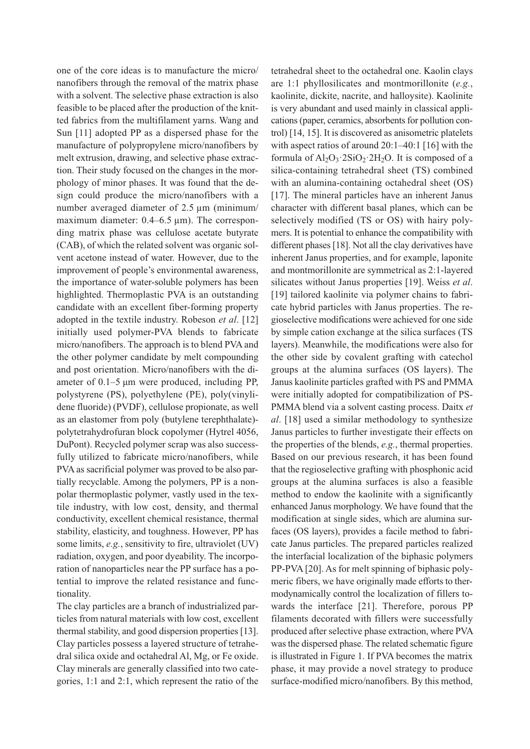one of the core ideas is to manufacture the micro/nanofibers through the removal of the matrix phase with a solvent. The selective phase extraction is also feasible to be placed after the production of the knitted fabrics from the multifilament yarns. Wang and Sun [11] adopted PP as a dispersed phase for the manufacture of polypropylene micro/nanofibers by melt extrusion, drawing, and selective phase extraction. Their study focused on the changes in the morphology of minor phases. It was found that the design could produce the micro/nanofibers with a number averaged diameter of 2.5 µm (minimum/maximum diameter: 0.4–6.5 µm). The corresponding matrix phase was cellulose acetate butyrate (CAB), of which the related solvent was organic solvent acetone instead of water. However, due to the improvement of people's environmental awareness, the importance of water-soluble polymers has been highlighted. Thermoplastic PVA is an outstanding candidate with an excellent fiber-forming property adopted in the textile industry. Robeson *et al*. [12] initially used polymer-PVA blends to fabricate micro/nanofibers. The approach is to blend PVA and the other polymer candidate by melt compounding and post orientation. Micro/nanofibers with the diameter of 0.1–5 µm were produced, including PP, polystyrene (PS), polyethylene (PE), poly(vinylidene fluoride) (PVDF), cellulose propionate, as well as an elastomer from poly (butylene terephthalate)-polytetrahydrofuran block copolymer (Hytrel 4056, DuPont). Recycled polymer scrap was also successfully utilized to fabricate micro/nanofibers, while PVA as sacrificial polymer was proved to be also partially recyclable. Among the polymers, PP is a nonpolar thermoplastic polymer, vastly used in the textile industry, with low cost, density, and thermal conductivity, excellent chemical resistance, thermal stability, elasticity, and toughness. However, PP has some limits, *e.g.*, sensitivity to fire, ultraviolet (UV) radiation, oxygen, and poor dyeability. The incorporation of nanoparticles near the PP surface has a potential to improve the related resistance and functionality.

The clay particles are a branch of industrialized particles from natural materials with low cost, excellent thermal stability, and good dispersion properties [13]. Clay particles possess a layered structure of tetrahedral silica oxide and octahedral Al, Mg, or Fe oxide. Clay minerals are generally classified into two categories, 1:1 and 2:1, which represent the ratio of the tetrahedral sheet to the octahedral one. Kaolin clays are 1:1 phyllosilicates and montmorillonite (*e.g.*, kaolinite, dickite, nacrite, and halloysite). Kaolinite is very abundant and used mainly in classical applications (paper, ceramics, absorbents for pollution control) [14, 15]. It is discovered as anisometric platelets with aspect ratios of around 20:1–40:1 [16] with the formula of $Al_2O_3{\cdot}2SiO_2{\cdot}2H_2O$. It is composed of a silica-containing tetrahedral sheet (TS) combined with an alumina-containing octahedral sheet (OS) [17]. The mineral particles have an inherent Janus character with different basal planes, which can be selectively modified (TS or OS) with hairy polymers. It is potential to enhance the compatibility with different phases [18]. Not all the clay derivatives have inherent Janus properties, and for example, laponite and montmorillonite are symmetrical as 2:1-layered silicates without Janus properties [19]. Weiss *et al*. [19] tailored kaolinite via polymer chains to fabricate hybrid particles with Janus properties. The regioselective modifications were achieved for one side by simple cation exchange at the silica surfaces (TS layers). Meanwhile, the modifications were also for the other side by covalent grafting with catechol groups at the alumina surfaces (OS layers). The Janus kaolinite particles grafted with PS and PMMA were initially adopted for compatibilization of PS-PMMA blend via a solvent casting process. Daitx *et al*. [18] used a similar methodology to synthesize Janus particles to further investigate their effects on the properties of the blends, *e.g.*, thermal properties. Based on our previous research, it has been found that the regioselective grafting with phosphonic acid groups at the alumina surfaces is also a feasible method to endow the kaolinite with a significantly enhanced Janus morphology. We have found that the modification at single sides, which are alumina surfaces (OS layers), provides a facile method to fabricate Janus particles. The prepared particles realized the interfacial localization of the biphasic polymers PP-PVA [20]. As for melt spinning of biphasic polymeric fibers, we have originally made efforts to thermodynamically control the localization of fillers towards the interface [21]. Therefore, porous PP filaments decorated with fillers were successfully produced after selective phase extraction, where PVA was the dispersed phase. The related schematic figure is illustrated in Figure 1. If PVA becomes the matrix phase, it may provide a novel strategy to produce surface-modified micro/nanofibers. By this method,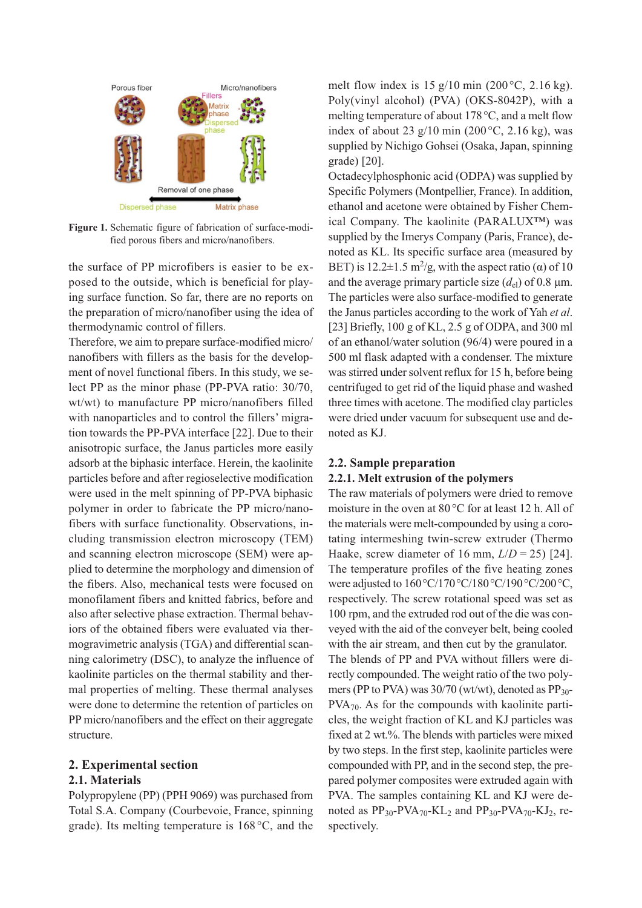Figure 1. Schematic figure of fabrication of surface-modified porous fibers and micro/nanofibers.

the surface of PP microfibers is easier to be exposed to the outside, which is beneficial for playing surface function. So far, there are no reports on the preparation of micro/nanofiber using the idea of thermodynamic control of fillers.

Therefore, we aim to prepare surface-modified micro/nanofibers with fillers as the basis for the development of novel functional fibers. In this study, we select PP as the minor phase (PP-PVA ratio: 30/70, wt/wt) to manufacture PP micro/nanofibers filled with nanoparticles and to control the fillers' migration towards the PP-PVA interface [22]. Due to their anisotropic surface, the Janus particles more easily adsorb at the biphasic interface. Herein, the kaolinite particles before and after regioselective modification were used in the melt spinning of PP-PVA biphasic polymer in order to fabricate the PP micro/nanofibers with surface functionality. Observations, including transmission electron microscopy (TEM) and scanning electron microscope (SEM) were applied to determine the morphology and dimension of the fibers. Also, mechanical tests were focused on monofilament fibers and knitted fabrics, before and also after selective phase extraction. Thermal behaviors of the obtained fibers were evaluated via thermogravimetric analysis (TGA) and differential scanning calorimetry (DSC), to analyze the influence of kaolinite particles on the thermal stability and thermal properties of melting. These thermal analyses were done to determine the retention of particles on PP micro/nanofibers and the effect on their aggregate structure.

## 2. Experimental section

### 2.1. Materials

Polypropylene (PP) (PPH 9069) was purchased from Total S.A. Company (Courbevoie, France, spinning grade). Its melting temperature is 168 °C, and the melt flow index is 15 g/10 min (200 °C, 2.16 kg). Poly(vinyl alcohol) (PVA) (OKS-8042P), with a melting temperature of about 178 °C, and a melt flow index of about 23 g/10 min (200 °C, 2.16 kg), was supplied by Nichigo Gohsei (Osaka, Japan, spinning grade) [20].

Octadecylphosphonic acid (ODPA) was supplied by Specific Polymers (Montpellier, France). In addition, ethanol and acetone were obtained by Fisher Chemical Company. The kaolinite (PARALUX™) was supplied by the Imerys Company (Paris, France), denoted as KL. Its specific surface area (measured by BET) is 12.2±1.5 $m^2/g$, with the aspect ratio ($\alpha$) of 10 and the average primary particle size ($d_{el}$) of 0.8 µm. The particles were also surface-modified to generate the Janus particles according to the work of Yah *et al*. [23] Briefly, 100 g of KL, 2.5 g of ODPA, and 300 ml of an ethanol/water solution (96/4) were poured in a 500 ml flask adapted with a condenser. The mixture was stirred under solvent reflux for 15 h, before being centrifuged to get rid of the liquid phase and washed three times with acetone. The modified clay particles were dried under vacuum for subsequent use and denoted as KJ.

### 2.2. Sample preparation

#### 2.2.1. Melt extrusion of the polymers

The raw materials of polymers were dried to remove moisture in the oven at 80 °C for at least 12 h. All of the materials were melt-compounded by using a corotating intermeshing twin-screw extruder (Thermo Haake, screw diameter of 16 mm, $L/D = 25$) [24]. The temperature profiles of the five heating zones were adjusted to 160 °C/170 °C/180 °C/190 °C/200 °C, respectively. The screw rotational speed was set as 100 rpm, and the extruded rod out of the die was conveyed with the aid of the conveyer belt, being cooled with the air stream, and then cut by the granulator.

The blends of PP and PVA without fillers were directly compounded. The weight ratio of the two polymers (PP to PVA) was 30/70 (wt/wt), denoted as $PP_{30}$-$PVA_{70}$. As for the compounds with kaolinite particles, the weight fraction of KL and KJ particles was fixed at 2 wt.%. The blends with particles were mixed by two steps. In the first step, kaolinite particles were compounded with PP, and in the second step, the prepared polymer composites were extruded again with PVA. The samples containing KL and KJ were denoted as $PP_{30}$-$PVA_{70}$-$KL_2$ and $PP_{30}$-$PVA_{70}$-$KJ_2$, respectively.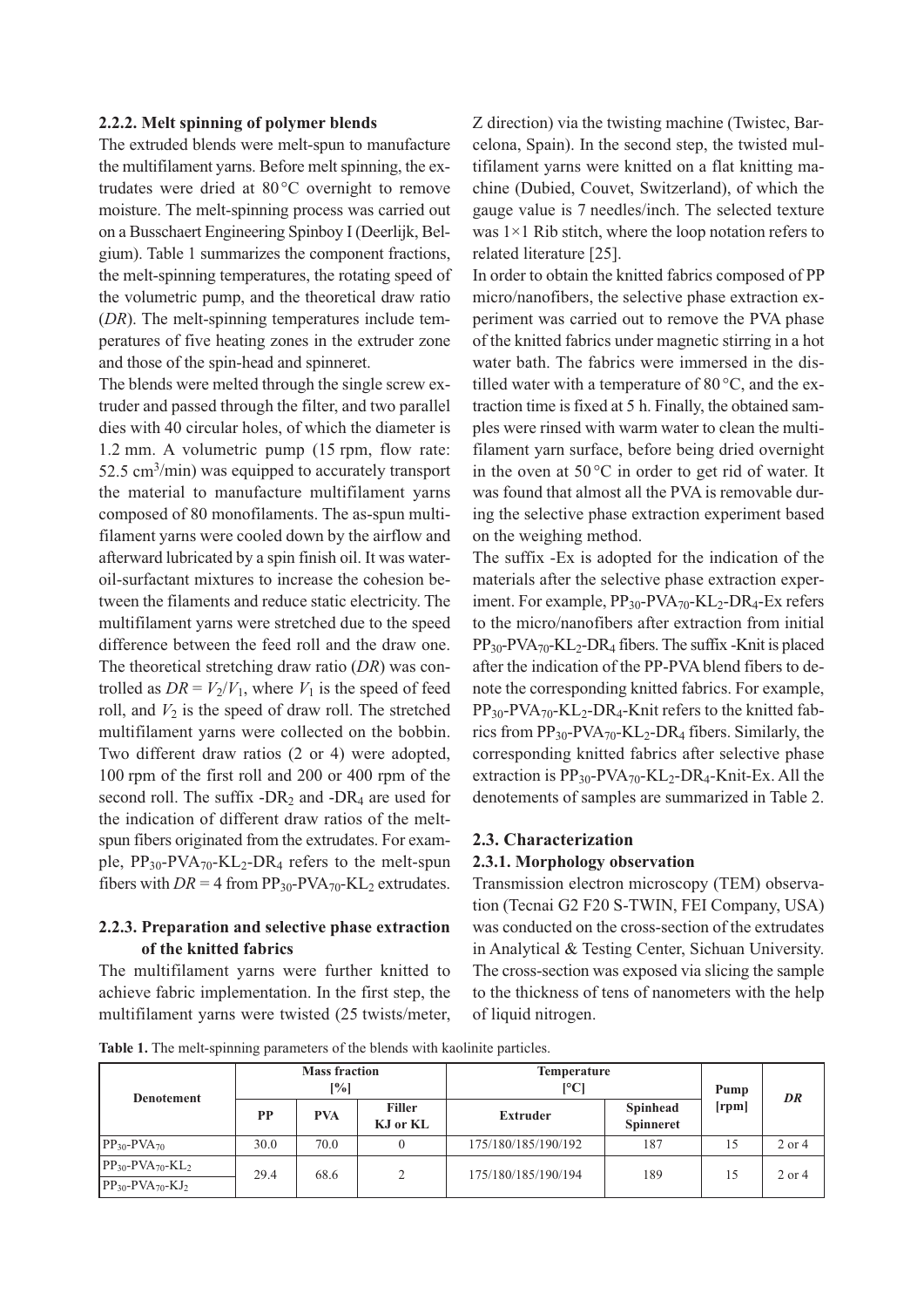### 2.2.2. Melt spinning of polymer blends

The extruded blends were melt-spun to manufacture the multifilament yarns. Before melt spinning, the extrudates were dried at 80 °C overnight to remove moisture. The melt-spinning process was carried out on a Busschaert Engineering Spinboy I (Deerlijk, Belgium). Table 1 summarizes the component fractions, the melt-spinning temperatures, the rotating speed of the volumetric pump, and the theoretical draw ratio (*DR*). The melt-spinning temperatures include temperatures of five heating zones in the extruder zone and those of the spin-head and spinneret.

The blends were melted through the single screw extruder and passed through the filter, and two parallel dies with 40 circular holes, of which the diameter is 1.2 mm. A volumetric pump (15 rpm, flow rate: 52.5 $cm^3$/min) was equipped to accurately transport the material to manufacture multifilament yarns composed of 80 monofilaments. The as-spun multifilament yarns were cooled down by the airflow and afterward lubricated by a spin finish oil. It was water-oil-surfactant mixtures to increase the cohesion between the filaments and reduce static electricity. The multifilament yarns were stretched due to the speed difference between the feed roll and the draw one. The theoretical stretching draw ratio (*DR*) was controlled as $DR = V_2/V_1$, where $V_1$ is the speed of feed roll, and $V_2$ is the speed of draw roll. The stretched multifilament yarns were collected on the bobbin. Two different draw ratios (2 or 4) were adopted, 100 rpm of the first roll and 200 or 400 rpm of the second roll. The suffix -$DR_2$ and -$DR_4$ are used for the indication of different draw ratios of the melt-spun fibers originated from the extrudates. For example, $PP_{30}$-$PVA_{70}$-$KL_2$-$DR_4$ refers to the melt-spun fibers with $DR = 4$ from $PP_{30}$-$PVA_{70}$-$KL_2$ extrudates.

### 2.2.3. Preparation and selective phase extraction of the knitted fabrics

The multifilament yarns were further knitted to achieve fabric implementation. In the first step, the multifilament yarns were twisted (25 twists/meter, Z direction) via the twisting machine (Twistec, Barcelona, Spain). In the second step, the twisted multifilament yarns were knitted on a flat knitting machine (Dubied, Couvet, Switzerland), of which the gauge value is 7 needles/inch. The selected texture was 1×1 Rib stitch, where the loop notation refers to related literature [25].

In order to obtain the knitted fabrics composed of PP micro/nanofibers, the selective phase extraction experiment was carried out to remove the PVA phase of the knitted fabrics under magnetic stirring in a hot water bath. The fabrics were immersed in the distilled water with a temperature of 80 °C, and the extraction time is fixed at 5 h. Finally, the obtained samples were rinsed with warm water to clean the multifilament yarn surface, before being dried overnight in the oven at 50 °C in order to get rid of water. It was found that almost all the PVA is removable during the selective phase extraction experiment based on the weighing method.

The suffix -Ex is adopted for the indication of the materials after the selective phase extraction experiment. For example, $PP_{30}$-$PVA_{70}$-$KL_2$-$DR_4$-Ex refers to the micro/nanofibers after extraction from initial $PP_{30}$-$PVA_{70}$-$KL_2$-$DR_4$ fibers. The suffix -Knit is placed after the indication of the PP-PVA blend fibers to denote the corresponding knitted fabrics. For example, $PP_{30}$-$PVA_{70}$-$KL_2$-$DR_4$-Knit refers to the knitted fabrics from $PP_{30}$-$PVA_{70}$-$KL_2$-$DR_4$ fibers. Similarly, the corresponding knitted fabrics after selective phase extraction is $PP_{30}$-$PVA_{70}$-$KL_2$-$DR_4$-Knit-Ex. All the denotements of samples are summarized in Table 2.

## 2.3. Characterization

### 2.3.1. Morphology observation

Transmission electron microscopy (TEM) observation (Tecnai G2 F20 S-TWIN, FEI Company, USA) was conducted on the cross-section of the extrudates in Analytical & Testing Center, Sichuan University. The cross-section was exposed via slicing the sample to the thickness of tens of nanometers with the help of liquid nitrogen.

**Table 1.** The melt-spinning parameters of the blends with kaolinite particles.

| Denotement | Mass fraction [%] | | | Temperature [°C] | | Pump [rpm] | *DR* |
|---|---|---|---|---|---|---|---|
| | PP | PVA | Filler KJ or KL | Extruder | Spinhead Spinneret | | |
| $PP_{30}$-$PVA_{70}$ | 30.0 | 70.0 | 0 | 175/180/185/190/192 | 187 | 15 | 2 or 4 |
| $PP_{30}$-$PVA_{70}$-$KL_2$ | 29.4 | 68.6 | 2 | 175/180/185/190/194 | 189 | 15 | 2 or 4 |
| $PP_{30}$-$PVA_{70}$-$KJ_2$ | | | | | | | |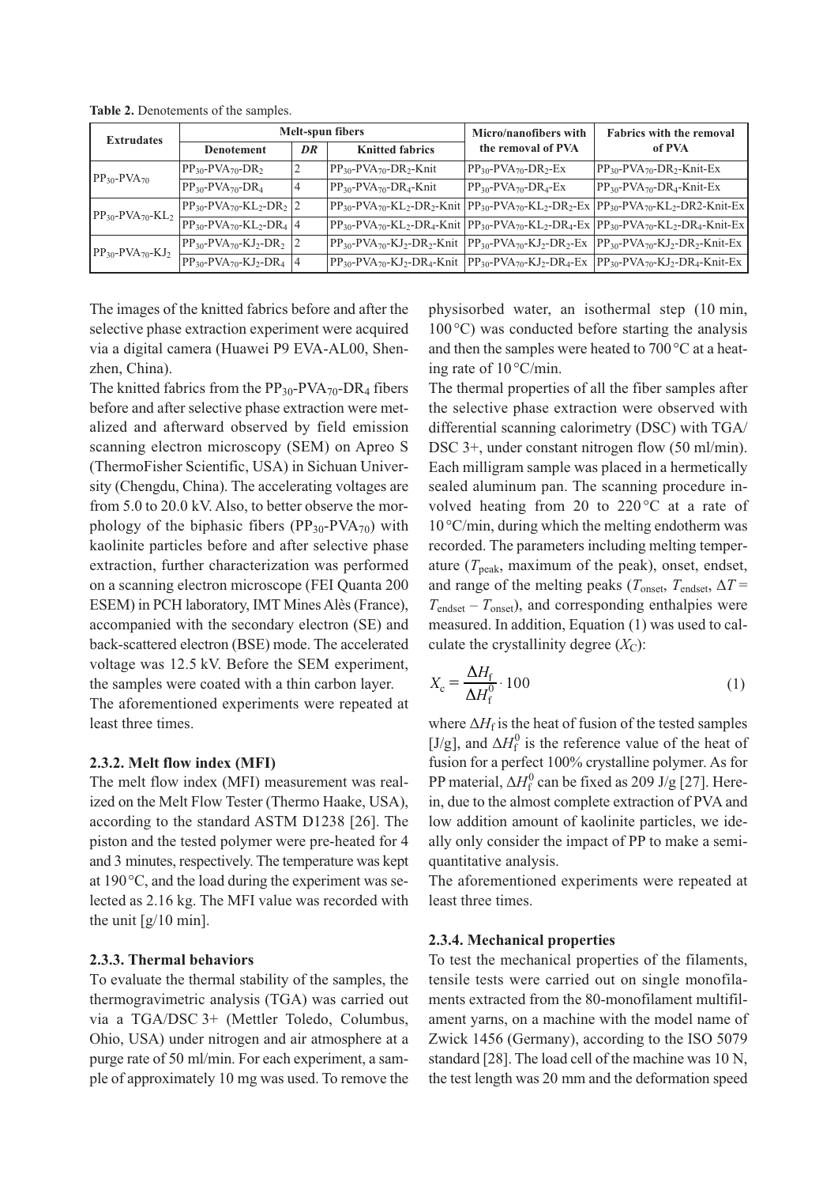**Table 2.** Denotements of the samples.

| Extrudates | Melt-spun fibers | | | Micro/nanofibers with the removal of PVA | Fabrics with the removal of PVA |
|---|---|---|---|---|---|
| | Denotement | *DR* | Knitted fabrics | | |
| $PP_{30}$-$PVA_{70}$ | $PP_{30}$-$PVA_{70}$-$DR_2$ | 2 | $PP_{30}$-$PVA_{70}$-$DR_2$-Knit | $PP_{30}$-$PVA_{70}$-$DR_2$-Ex | $PP_{30}$-$PVA_{70}$-$DR_2$-Knit-Ex |
| | $PP_{30}$-$PVA_{70}$-$DR_4$ | 4 | $PP_{30}$-$PVA_{70}$-$DR_4$-Knit | $PP_{30}$-$PVA_{70}$-$DR_4$-Ex | $PP_{30}$-$PVA_{70}$-$DR_4$-Knit-Ex |
| $PP_{30}$-$PVA_{70}$-$KL_2$ | $PP_{30}$-$PVA_{70}$-$KL_2$-$DR_2$ | 2 | $PP_{30}$-$PVA_{70}$-$KL_2$-$DR_2$-Knit | $PP_{30}$-$PVA_{70}$-$KL_2$-$DR_2$-Ex | $PP_{30}$-$PVA_{70}$-$KL_2$-DR2-Knit-Ex |
| | $PP_{30}$-$PVA_{70}$-$KL_2$-$DR_4$ | 4 | $PP_{30}$-$PVA_{70}$-$KL_2$-$DR_4$-Knit | $PP_{30}$-$PVA_{70}$-$KL_2$-$DR_4$-Ex | $PP_{30}$-$PVA_{70}$-$KL_2$-$DR_4$-Knit-Ex |
| $PP_{30}$-$PVA_{70}$-$KJ_2$ | $PP_{30}$-$PVA_{70}$-$KJ_2$-$DR_2$ | 2 | $PP_{30}$-$PVA_{70}$-$KJ_2$-$DR_2$-Knit | $PP_{30}$-$PVA_{70}$-$KJ_2$-$DR_2$-Ex | $PP_{30}$-$PVA_{70}$-$KJ_2$-$DR_2$-Knit-Ex |
| | $PP_{30}$-$PVA_{70}$-$KJ_2$-$DR_4$ | 4 | $PP_{30}$-$PVA_{70}$-$KJ_2$-$DR_4$-Knit | $PP_{30}$-$PVA_{70}$-$KJ_2$-$DR_4$-Ex | $PP_{30}$-$PVA_{70}$-$KJ_2$-$DR_4$-Knit-Ex |

The images of the knitted fabrics before and after the selective phase extraction experiment were acquired via a digital camera (Huawei P9 EVA-AL00, Shenzhen, China).

The knitted fabrics from the $PP_{30}$-$PVA_{70}$-$DR_4$ fibers before and after selective phase extraction were metalized and afterward observed by field emission scanning electron microscopy (SEM) on Apreo S (ThermoFisher Scientific, USA) in Sichuan University (Chengdu, China). The accelerating voltages are from 5.0 to 20.0 kV. Also, to better observe the morphology of the biphasic fibers ($PP_{30}$-$PVA_{70}$) with kaolinite particles before and after selective phase extraction, further characterization was performed on a scanning electron microscope (FEI Quanta 200 ESEM) in PCH laboratory, IMT Mines Alès (France), accompanied with the secondary electron (SE) and back-scattered electron (BSE) mode. The accelerated voltage was 12.5 kV. Before the SEM experiment, the samples were coated with a thin carbon layer.

The aforementioned experiments were repeated at least three times.

#### 2.3.2. Melt flow index (MFI)

The melt flow index (MFI) measurement was realized on the Melt Flow Tester (Thermo Haake, USA), according to the standard ASTM D1238 [26]. The piston and the tested polymer were pre-heated for 4 and 3 minutes, respectively. The temperature was kept at 190 °C, and the load during the experiment was selected as 2.16 kg. The MFI value was recorded with the unit [g/10 min].

#### 2.3.3. Thermal behaviors

To evaluate the thermal stability of the samples, the thermogravimetric analysis (TGA) was carried out via a TGA/DSC 3+ (Mettler Toledo, Columbus, Ohio, USA) under nitrogen and air atmosphere at a purge rate of 50 ml/min. For each experiment, a sample of approximately 10 mg was used. To remove the physisorbed water, an isothermal step (10 min, 100 °C) was conducted before starting the analysis and then the samples were heated to 700 °C at a heating rate of 10 °C/min.

The thermal properties of all the fiber samples after the selective phase extraction were observed with differential scanning calorimetry (DSC) with TGA/DSC 3+, under constant nitrogen flow (50 ml/min). Each milligram sample was placed in a hermetically sealed aluminum pan. The scanning procedure involved heating from 20 to 220 °C at a rate of 10 °C/min, during which the melting endotherm was recorded. The parameters including melting temperature ($T_{peak}$, maximum of the peak), onset, endset, and range of the melting peaks ($T_{onset}$, $T_{endset}$, $\Delta T = T_{endset} - T_{onset}$), and corresponding enthalpies were measured. In addition, Equation (1) was used to calculate the crystallinity degree ($X_C$):

$$X_c = \frac{\Delta H_f}{\Delta H_f^0} \cdot 100 \tag{1}$$

where $\Delta H_f$ is the heat of fusion of the tested samples [J/g], and $\Delta H_f^0$ is the reference value of the heat of fusion for a perfect 100% crystalline polymer. As for PP material, $\Delta H_f^0$ can be fixed as 209 J/g [27]. Herein, due to the almost complete extraction of PVA and low addition amount of kaolinite particles, we ideally only consider the impact of PP to make a semi-quantitative analysis.

The aforementioned experiments were repeated at least three times.

#### 2.3.4. Mechanical properties

To test the mechanical properties of the filaments, tensile tests were carried out on single monofilaments extracted from the 80-monofilament multifilament yarns, on a machine with the model name of Zwick 1456 (Germany), according to the ISO 5079 standard [28]. The load cell of the machine was 10 N, the test length was 20 mm and the deformation speed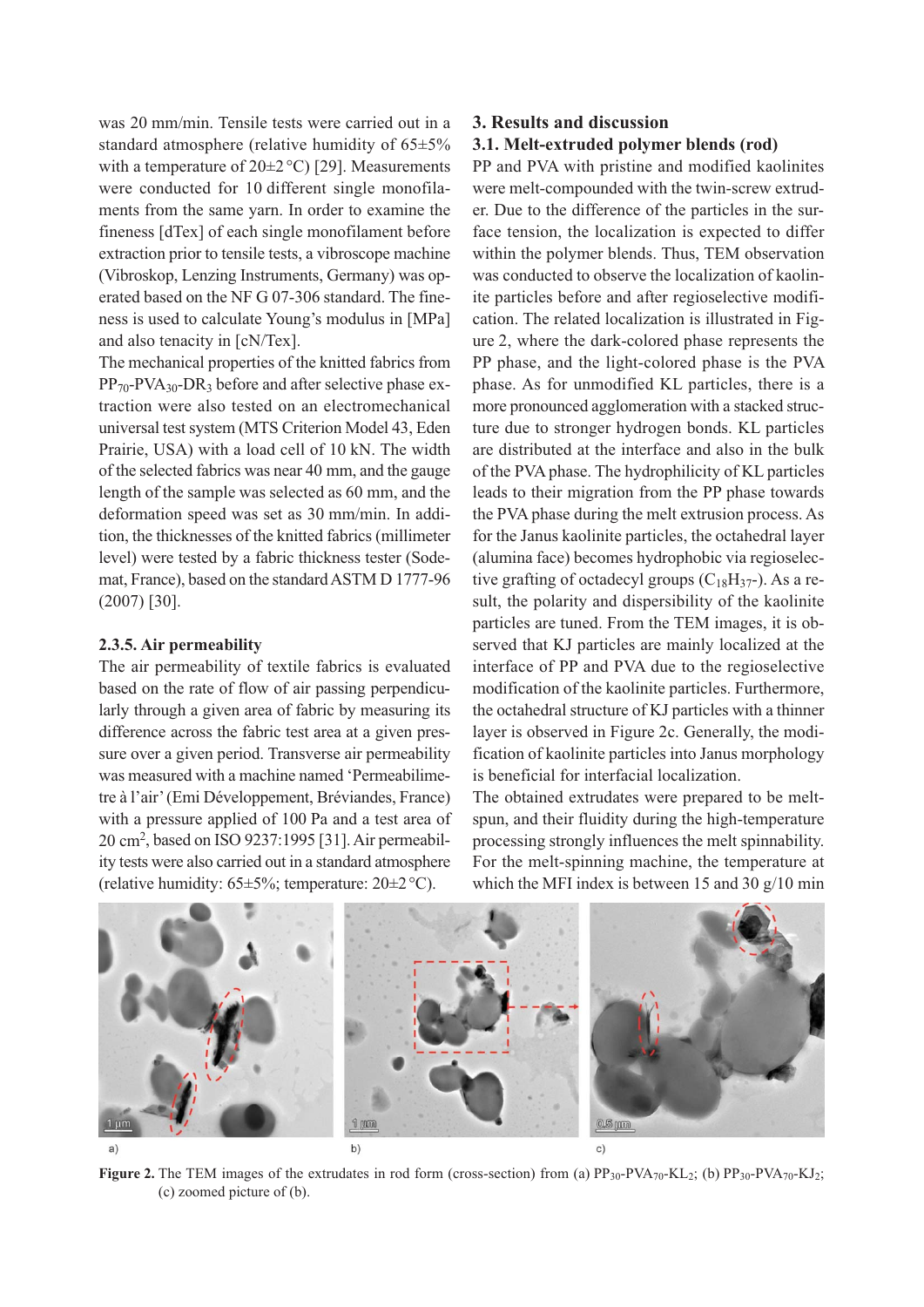was 20 mm/min. Tensile tests were carried out in a standard atmosphere (relative humidity of 65±5% with a temperature of 20±2 °C) [29]. Measurements were conducted for 10 different single monofilaments from the same yarn. In order to examine the fineness [dTex] of each single monofilament before extraction prior to tensile tests, a vibroscope machine (Vibroskop, Lenzing Instruments, Germany) was operated based on the NF G 07-306 standard. The fineness is used to calculate Young's modulus in [MPa] and also tenacity in [cN/Tex].

The mechanical properties of the knitted fabrics from $PP_{70}$-$PVA_{30}$-$DR_3$ before and after selective phase extraction were also tested on an electromechanical universal test system (MTS Criterion Model 43, Eden Prairie, USA) with a load cell of 10 kN. The width of the selected fabrics was near 40 mm, and the gauge length of the sample was selected as 60 mm, and the deformation speed was set as 30 mm/min. In addition, the thicknesses of the knitted fabrics (millimeter level) were tested by a fabric thickness tester (Sodemat, France), based on the standard ASTM D 1777-96 (2007) [30].

### 2.3.5. Air permeability

The air permeability of textile fabrics is evaluated based on the rate of flow of air passing perpendicularly through a given area of fabric by measuring its difference across the fabric test area at a given pressure over a given period. Transverse air permeability was measured with a machine named 'Permeabilimetre à l'air' (Emi Développement, Bréviandes, France) with a pressure applied of 100 Pa and a test area of 20 $cm^2$, based on ISO 9237:1995 [31]. Air permeability tests were also carried out in a standard atmosphere (relative humidity: 65±5%; temperature: 20±2 °C).

## 3. Results and discussion

### 3.1. Melt-extruded polymer blends (rod)

PP and PVA with pristine and modified kaolinites were melt-compounded with the twin-screw extruder. Due to the difference of the particles in the surface tension, the localization is expected to differ within the polymer blends. Thus, TEM observation was conducted to observe the localization of kaolinite particles before and after regioselective modification. The related localization is illustrated in Figure 2, where the dark-colored phase represents the PP phase, and the light-colored phase is the PVA phase. As for unmodified KL particles, there is a more pronounced agglomeration with a stacked structure due to stronger hydrogen bonds. KL particles are distributed at the interface and also in the bulk of the PVA phase. The hydrophilicity of KL particles leads to their migration from the PP phase towards the PVA phase during the melt extrusion process. As for the Janus kaolinite particles, the octahedral layer (alumina face) becomes hydrophobic via regioselective grafting of octadecyl groups ($C_{18}H_{37}$-). As a result, the polarity and dispersibility of the kaolinite particles are tuned. From the TEM images, it is observed that KJ particles are mainly localized at the interface of PP and PVA due to the regioselective modification of the kaolinite particles. Furthermore, the octahedral structure of KJ particles with a thinner layer is observed in Figure 2c. Generally, the modification of kaolinite particles into Janus morphology is beneficial for interfacial localization.

The obtained extrudates were prepared to be melt-spun, and their fluidity during the high-temperature processing strongly influences the melt spinnability. For the melt-spinning machine, the temperature at which the MFI index is between 15 and 30 g/10 min

**Figure 2.** The TEM images of the extrudates in rod form (cross-section) from (a) $PP_{30}$-$PVA_{70}$-$KL_2$; (b) $PP_{30}$-$PVA_{70}$-$KJ_2$; (c) zoomed picture of (b).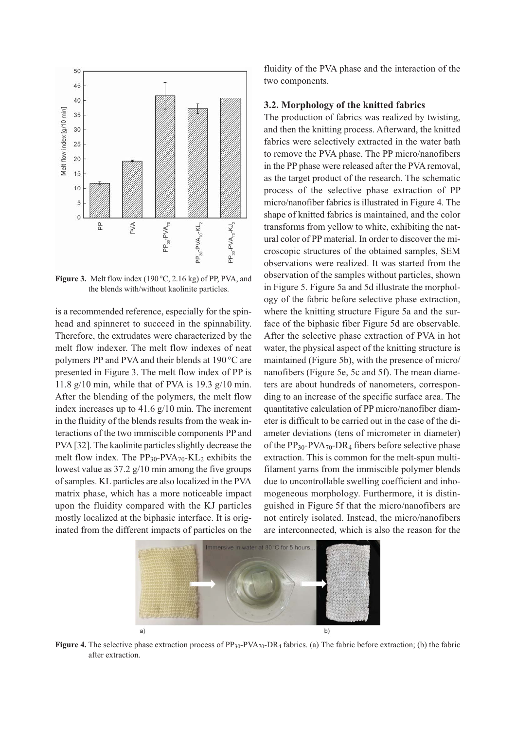**Figure 3.** Melt flow index (190 °C, 2.16 kg) of PP, PVA, and the blends with/without kaolinite particles.

is a recommended reference, especially for the spinhead and spinneret to succeed in the spinnability. Therefore, the extrudates were characterized by the melt flow indexer. The melt flow indexes of neat polymers PP and PVA and their blends at 190 °C are presented in Figure 3. The melt flow index of PP is 11.8 g/10 min, while that of PVA is 19.3 g/10 min. After the blending of the polymers, the melt flow index increases up to 41.6 g/10 min. The increment in the fluidity of the blends results from the weak interactions of the two immiscible components PP and PVA [32]. The kaolinite particles slightly decrease the melt flow index. The $PP_{30}$-$PVA_{70}$-$KL_2$ exhibits the lowest value as 37.2 g/10 min among the five groups of samples. KL particles are also localized in the PVA matrix phase, which has a more noticeable impact upon the fluidity compared with the KJ particles mostly localized at the biphasic interface. It is originated from the different impacts of particles on the fluidity of the PVA phase and the interaction of the two components.

### 3.2. Morphology of the knitted fabrics

The production of fabrics was realized by twisting, and then the knitting process. Afterward, the knitted fabrics were selectively extracted in the water bath to remove the PVA phase. The PP micro/nanofibers in the PP phase were released after the PVA removal, as the target product of the research. The schematic process of the selective phase extraction of PP micro/nanofiber fabrics is illustrated in Figure 4. The shape of knitted fabrics is maintained, and the color transforms from yellow to white, exhibiting the natural color of PP material. In order to discover the microscopic structures of the obtained samples, SEM observations were realized. It was started from the observation of the samples without particles, shown in Figure 5. Figure 5a and 5d illustrate the morphology of the fabric before selective phase extraction, where the knitting structure Figure 5a and the surface of the biphasic fiber Figure 5d are observable. After the selective phase extraction of PVA in hot water, the physical aspect of the knitting structure is maintained (Figure 5b), with the presence of micro/nanofibers (Figure 5e, 5c and 5f). The mean diameters are about hundreds of nanometers, corresponding to an increase of the specific surface area. The quantitative calculation of PP micro/nanofiber diameter is difficult to be carried out in the case of the diameter deviations (tens of micrometer in diameter) of the $PP_{30}$-$PVA_{70}$-$DR_4$ fibers before selective phase extraction. This is common for the melt-spun multifilament yarns from the immiscible polymer blends due to uncontrollable swelling coefficient and inhomogeneous morphology. Furthermore, it is distinguished in Figure 5f that the micro/nanofibers are not entirely isolated. Instead, the micro/nanofibers are interconnected, which is also the reason for the

**Figure 4.** The selective phase extraction process of $PP_{30}$-$PVA_{70}$-$DR_4$ fabrics. (a) The fabric before extraction; (b) the fabric after extraction.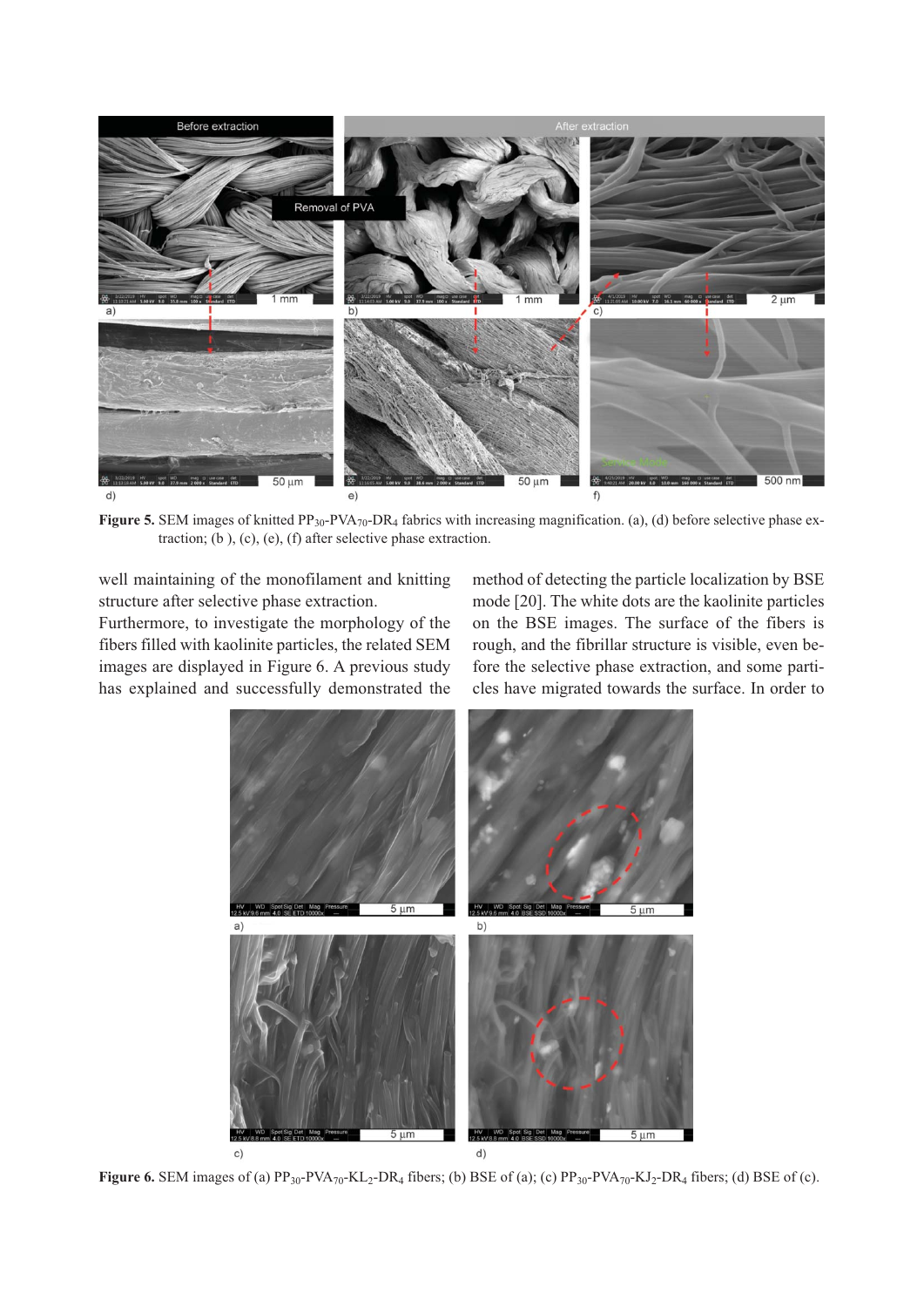**Figure 5.** SEM images of knitted $PP_{30}$-$PVA_{70}$-$DR_4$ fabrics with increasing magnification. (a), (d) before selective phase extraction; (b ), (c), (e), (f) after selective phase extraction.

well maintaining of the monofilament and knitting structure after selective phase extraction.

Furthermore, to investigate the morphology of the fibers filled with kaolinite particles, the related SEM images are displayed in Figure 6. A previous study has explained and successfully demonstrated the method of detecting the particle localization by BSE mode [20]. The white dots are the kaolinite particles on the BSE images. The surface of the fibers is rough, and the fibrillar structure is visible, even before the selective phase extraction, and some particles have migrated towards the surface. In order to

**Figure 6.** SEM images of (a) $PP_{30}$-$PVA_{70}$-$KL_2$-$DR_4$ fibers; (b) BSE of (a); (c) $PP_{30}$-$PVA_{70}$-$KJ_2$-$DR_4$ fibers; (d) BSE of (c).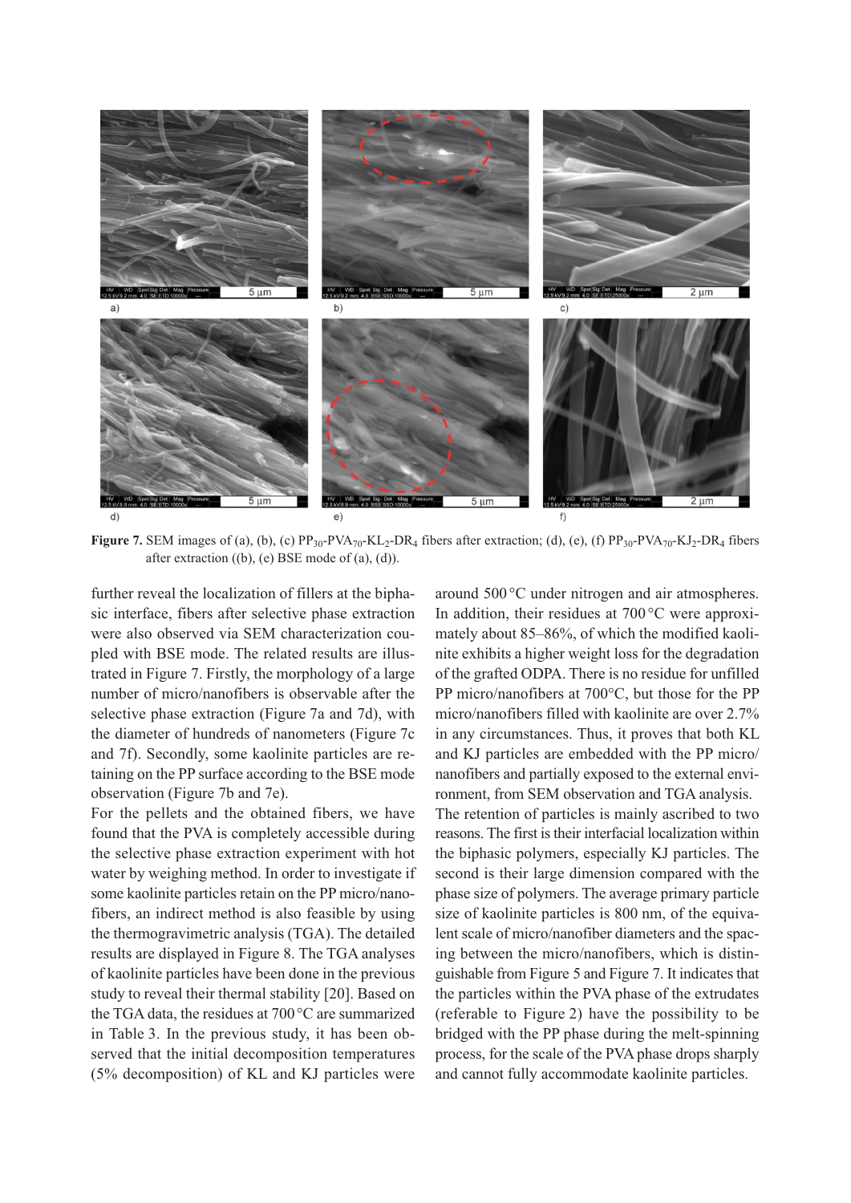**Figure 7.** SEM images of (a), (b), (c) $PP_{30}$-$PVA_{70}$-$KL_2$-$DR_4$ fibers after extraction; (d), (e), (f) $PP_{30}$-$PVA_{70}$-$KJ_2$-$DR_4$ fibers after extraction ((b), (e) BSE mode of (a), (d)).

further reveal the localization of fillers at the biphasic interface, fibers after selective phase extraction were also observed via SEM characterization coupled with BSE mode. The related results are illustrated in Figure 7. Firstly, the morphology of a large number of micro/nanofibers is observable after the selective phase extraction (Figure 7a and 7d), with the diameter of hundreds of nanometers (Figure 7c and 7f). Secondly, some kaolinite particles are retaining on the PP surface according to the BSE mode observation (Figure 7b and 7e).

For the pellets and the obtained fibers, we have found that the PVA is completely accessible during the selective phase extraction experiment with hot water by weighing method. In order to investigate if some kaolinite particles retain on the PP micro/nanofibers, an indirect method is also feasible by using the thermogravimetric analysis (TGA). The detailed results are displayed in Figure 8. The TGA analyses of kaolinite particles have been done in the previous study to reveal their thermal stability [20]. Based on the TGA data, the residues at 700 °C are summarized in Table 3. In the previous study, it has been observed that the initial decomposition temperatures (5% decomposition) of KL and KJ particles were around 500 °C under nitrogen and air atmospheres. In addition, their residues at 700 °C were approximately about 85–86%, of which the modified kaolinite exhibits a higher weight loss for the degradation of the grafted ODPA. There is no residue for unfilled PP micro/nanofibers at 700°C, but those for the PP micro/nanofibers filled with kaolinite are over 2.7% in any circumstances. Thus, it proves that both KL and KJ particles are embedded with the PP micro/nanofibers and partially exposed to the external environment, from SEM observation and TGA analysis.

The retention of particles is mainly ascribed to two reasons. The first is their interfacial localization within the biphasic polymers, especially KJ particles. The second is their large dimension compared with the phase size of polymers. The average primary particle size of kaolinite particles is 800 nm, of the equivalent scale of micro/nanofiber diameters and the spacing between the micro/nanofibers, which is distinguishable from Figure 5 and Figure 7. It indicates that the particles within the PVA phase of the extrudates (referable to Figure 2) have the possibility to be bridged with the PP phase during the melt-spinning process, for the scale of the PVA phase drops sharply and cannot fully accommodate kaolinite particles.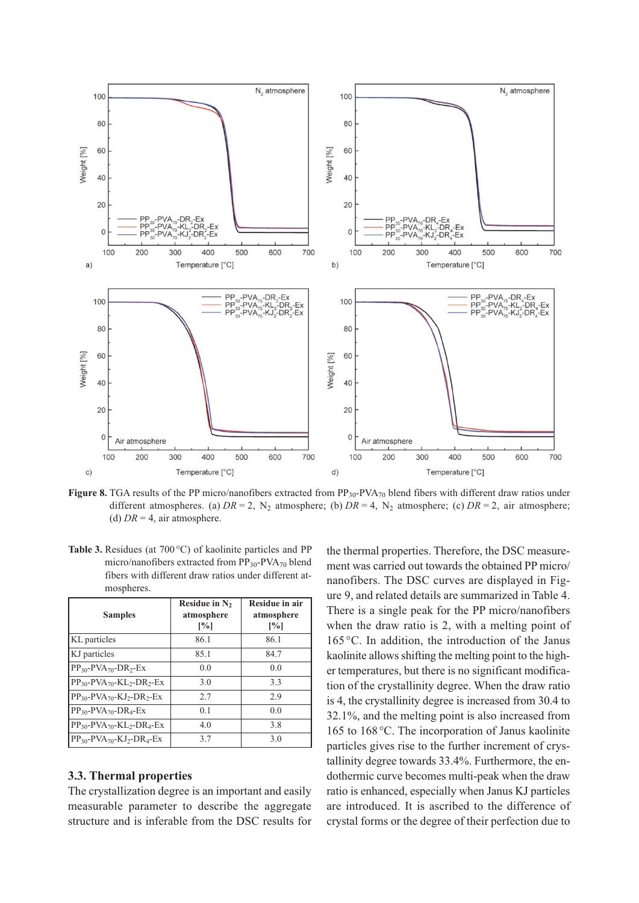**Figure 8.** TGA results of the PP micro/nanofibers extracted from $PP_{30}$-$PVA_{70}$ blend fibers with different draw ratios under different atmospheres. (a) $DR = 2$, $N_2$ atmosphere; (b) $DR = 4$, $N_2$ atmosphere; (c) $DR = 2$, air atmosphere; (d) $DR = 4$, air atmosphere.

**Table 3.** Residues (at 700 °C) of kaolinite particles and PP micro/nanofibers extracted from $PP_{30}$-$PVA_{70}$ blend fibers with different draw ratios under different atmospheres.

| Samples | Residue in $N_2$ atmosphere [%] | Residue in air atmosphere [%] |
|---|---|---|
| KL particles | 86.1 | 86.1 |
| KJ particles | 85.1 | 84.7 |
| $PP_{30}$-$PVA_{70}$-$DR_2$-Ex | 0.0 | 0.0 |
| $PP_{30}$-$PVA_{70}$-$KL_2$-$DR_2$-Ex | 3.0 | 3.3 |
| $PP_{30}$-$PVA_{70}$-$KJ_2$-$DR_2$-Ex | 2.7 | 2.9 |
| $PP_{30}$-$PVA_{70}$-$DR_4$-Ex | 0.1 | 0.0 |
| $PP_{30}$-$PVA_{70}$-$KL_2$-$DR_4$-Ex | 4.0 | 3.8 |
| $PP_{30}$-$PVA_{70}$-$KJ_2$-$DR_4$-Ex | 3.7 | 3.0 |

### 3.3. Thermal properties

The crystallization degree is an important and easily measurable parameter to describe the aggregate structure and is inferable from the DSC results for the thermal properties. Therefore, the DSC measurement was carried out towards the obtained PP micro/nanofibers. The DSC curves are displayed in Figure 9, and related details are summarized in Table 4. There is a single peak for the PP micro/nanofibers when the draw ratio is 2, with a melting point of 165 °C. In addition, the introduction of the Janus kaolinite allows shifting the melting point to the higher temperatures, but there is no significant modification of the crystallinity degree. When the draw ratio is 4, the crystallinity degree is increased from 30.4 to 32.1%, and the melting point is also increased from 165 to 168 °C. The incorporation of Janus kaolinite particles gives rise to the further increment of crystallinity degree towards 33.4%. Furthermore, the endothermic curve becomes multi-peak when the draw ratio is enhanced, especially when Janus KJ particles are introduced. It is ascribed to the difference of crystal forms or the degree of their perfection due to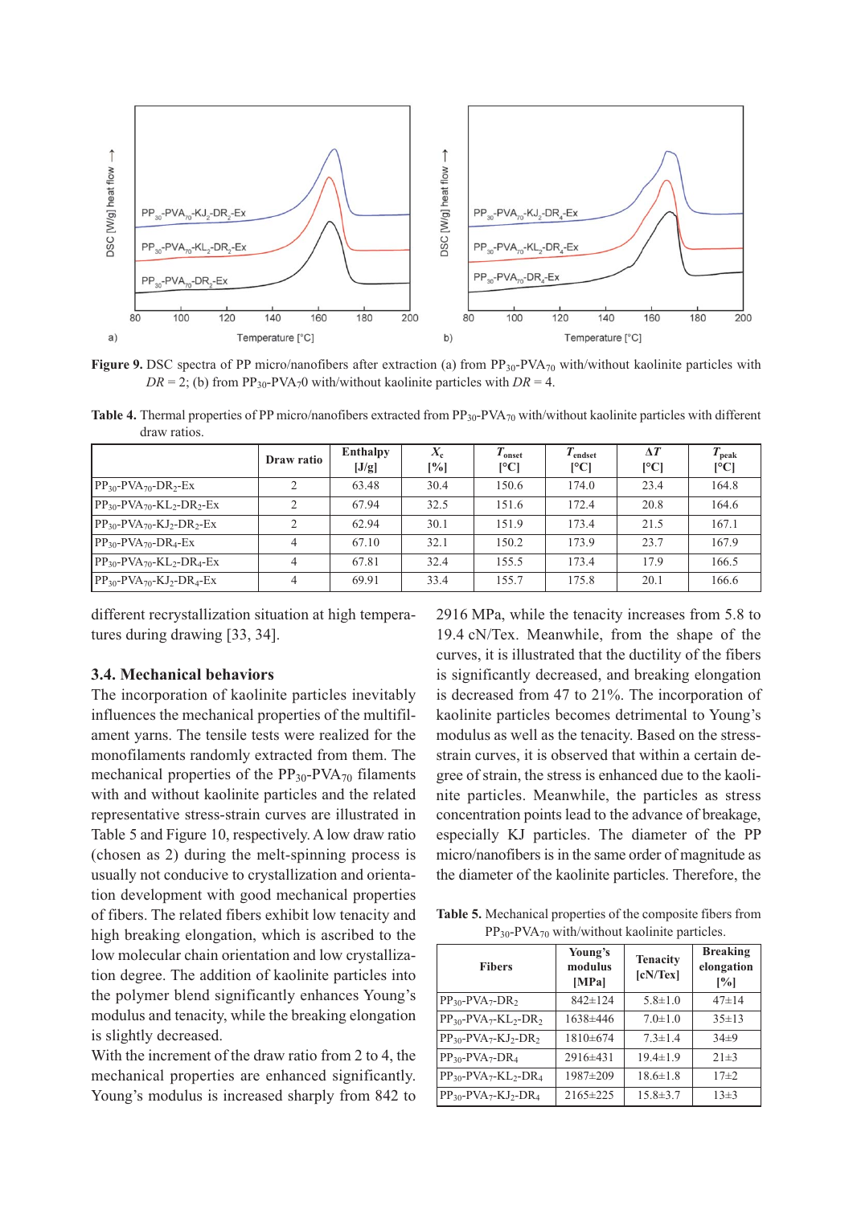**Figure 9.** DSC spectra of PP micro/nanofibers after extraction (a) from $PP_{30}$-$PVA_{70}$ with/without kaolinite particles with $DR$ = 2; (b) from $PP_{30}$-$PVA_70$ with/without kaolinite particles with $DR$ = 4.

**Table 4.** Thermal properties of PP micro/nanofibers extracted from $PP_{30}$-$PVA_{70}$ with/without kaolinite particles with different draw ratios.

| | Draw ratio | Enthalpy [J/g] | $X_c$ [%] | $T_{onset}$ [°C] | $T_{endset}$ [°C] | $\Delta T$ [°C] | $T_{peak}$ [°C] |
|---|---|---|---|---|---|---|---|
| $PP_{30}$-$PVA_{70}$-$DR_2$-Ex | 2 | 63.48 | 30.4 | 150.6 | 174.0 | 23.4 | 164.8 |
| $PP_{30}$-$PVA_{70}$-$KL_2$-$DR_2$-Ex | 2 | 67.94 | 32.5 | 151.6 | 172.4 | 20.8 | 164.6 |
| $PP_{30}$-$PVA_{70}$-$KJ_2$-$DR_2$-Ex | 2 | 62.94 | 30.1 | 151.9 | 173.4 | 21.5 | 167.1 |
| $PP_{30}$-$PVA_{70}$-$DR_4$-Ex | 4 | 67.10 | 32.1 | 150.2 | 173.9 | 23.7 | 167.9 |
| $PP_{30}$-$PVA_{70}$-$KL_2$-$DR_4$-Ex | 4 | 67.81 | 32.4 | 155.5 | 173.4 | 17.9 | 166.5 |
| $PP_{30}$-$PVA_{70}$-$KJ_2$-$DR_4$-Ex | 4 | 69.91 | 33.4 | 155.7 | 175.8 | 20.1 | 166.6 |

different recrystallization situation at high temperatures during drawing [33, 34].

### 3.4. Mechanical behaviors

The incorporation of kaolinite particles inevitably influences the mechanical properties of the multifilament yarns. The tensile tests were realized for the monofilaments randomly extracted from them. The mechanical properties of the $PP_{30}$-$PVA_{70}$ filaments with and without kaolinite particles and the related representative stress-strain curves are illustrated in Table 5 and Figure 10, respectively. A low draw ratio (chosen as 2) during the melt-spinning process is usually not conducive to crystallization and orientation development with good mechanical properties of fibers. The related fibers exhibit low tenacity and high breaking elongation, which is ascribed to the low molecular chain orientation and low crystallization degree. The addition of kaolinite particles into the polymer blend significantly enhances Young's modulus and tenacity, while the breaking elongation is slightly decreased.

With the increment of the draw ratio from 2 to 4, the mechanical properties are enhanced significantly. Young's modulus is increased sharply from 842 to 2916 MPa, while the tenacity increases from 5.8 to 19.4 cN/Tex. Meanwhile, from the shape of the curves, it is illustrated that the ductility of the fibers is significantly decreased, and breaking elongation is decreased from 47 to 21%. The incorporation of kaolinite particles becomes detrimental to Young's modulus as well as the tenacity. Based on the stress-strain curves, it is observed that within a certain degree of strain, the stress is enhanced due to the kaolinite particles. Meanwhile, the particles as stress concentration points lead to the advance of breakage, especially KJ particles. The diameter of the PP micro/nanofibers is in the same order of magnitude as the diameter of the kaolinite particles. Therefore, the

**Table 5.** Mechanical properties of the composite fibers from $PP_{30}$-$PVA_{70}$ with/without kaolinite particles.

| Fibers | Young's modulus [MPa] | Tenacity [cN/Tex] | Breaking elongation [%] |
|---|---|---|---|
| $PP_{30}$-$PVA_7$-$DR_2$ | 842±124 | 5.8±1.0 | 47±14 |
| $PP_{30}$-$PVA_7$-$KL_2$-$DR_2$ | 1638±446 | 7.0±1.0 | 35±13 |
| $PP_{30}$-$PVA_7$-$KJ_2$-$DR_2$ | 1810±674 | 7.3±1.4 | 34±9 |
| $PP_{30}$-$PVA_7$-$DR_4$ | 2916±431 | 19.4±1.9 | 21±3 |
| $PP_{30}$-$PVA_7$-$KL_2$-$DR_4$ | 1987±209 | 18.6±1.8 | 17±2 |
| $PP_{30}$-$PVA_7$-$KJ_2$-$DR_4$ | 2165±225 | 15.8±3.7 | 13±3 |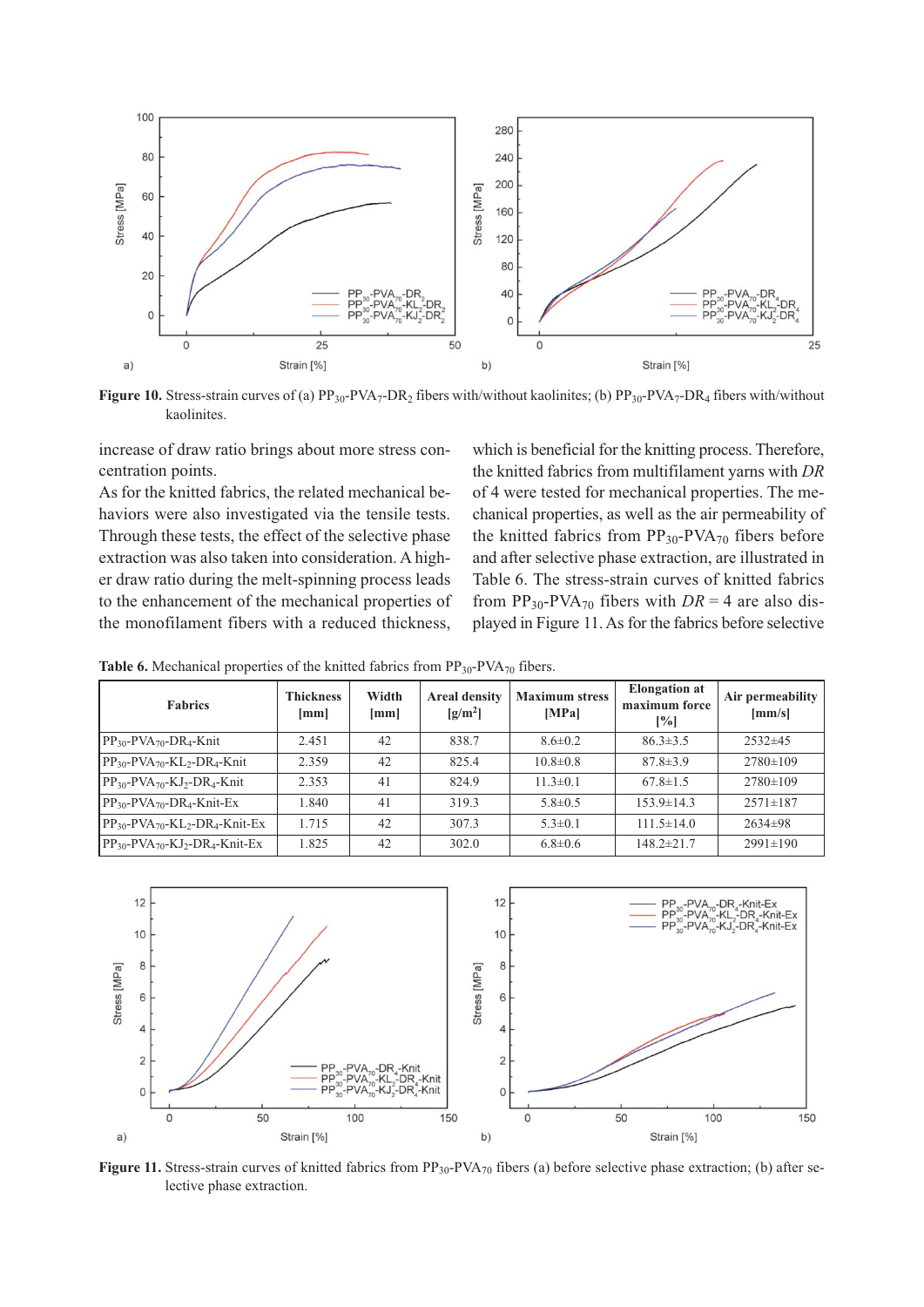Figure 10. Stress-strain curves of (a) $PP_{30}$-$PVA_7$-$DR_2$ fibers with/without kaolinites; (b) $PP_{30}$-$PVA_7$-$DR_4$ fibers with/without kaolinites.

increase of draw ratio brings about more stress concentration points.

As for the knitted fabrics, the related mechanical behaviors were also investigated via the tensile tests. Through these tests, the effect of the selective phase extraction was also taken into consideration. A higher draw ratio during the melt-spinning process leads to the enhancement of the mechanical properties of the monofilament fibers with a reduced thickness, which is beneficial for the knitting process. Therefore, the knitted fabrics from multifilament yarns with *DR* of 4 were tested for mechanical properties. The mechanical properties, as well as the air permeability of the knitted fabrics from $PP_{30}$-$PVA_{70}$ fibers before and after selective phase extraction, are illustrated in Table 6. The stress-strain curves of knitted fabrics from $PP_{30}$-$PVA_{70}$ fibers with $DR = 4$ are also displayed in Figure 11. As for the fabrics before selective

Table 6. Mechanical properties of the knitted fabrics from $PP_{30}$-$PVA_{70}$ fibers.

| Fabrics | Thickness [mm] | Width [mm] | Areal density [g/m²] | Maximum stress [MPa] | Elongation at maximum force [%] | Air permeability [mm/s] |
|---|---|---|---|---|---|---|
| $PP_{30}$-$PVA_{70}$-$DR_4$-Knit | 2.451 | 42 | 838.7 | 8.6±0.2 | 86.3±3.5 | 2532±45 |
| $PP_{30}$-$PVA_{70}$-$KL_2$-$DR_4$-Knit | 2.359 | 42 | 825.4 | 10.8±0.8 | 87.8±3.9 | 2780±109 |
| $PP_{30}$-$PVA_{70}$-$KJ_2$-$DR_4$-Knit | 2.353 | 41 | 824.9 | 11.3±0.1 | 67.8±1.5 | 2780±109 |
| $PP_{30}$-$PVA_{70}$-$DR_4$-Knit-Ex | 1.840 | 41 | 319.3 | 5.8±0.5 | 153.9±14.3 | 2571±187 |
| $PP_{30}$-$PVA_{70}$-$KL_2$-$DR_4$-Knit-Ex | 1.715 | 42 | 307.3 | 5.3±0.1 | 111.5±14.0 | 2634±98 |
| $PP_{30}$-$PVA_{70}$-$KJ_2$-$DR_4$-Knit-Ex | 1.825 | 42 | 302.0 | 6.8±0.6 | 148.2±21.7 | 2991±190 |

Figure 11. Stress-strain curves of knitted fabrics from $PP_{30}$-$PVA_{70}$ fibers (a) before selective phase extraction; (b) after selective phase extraction.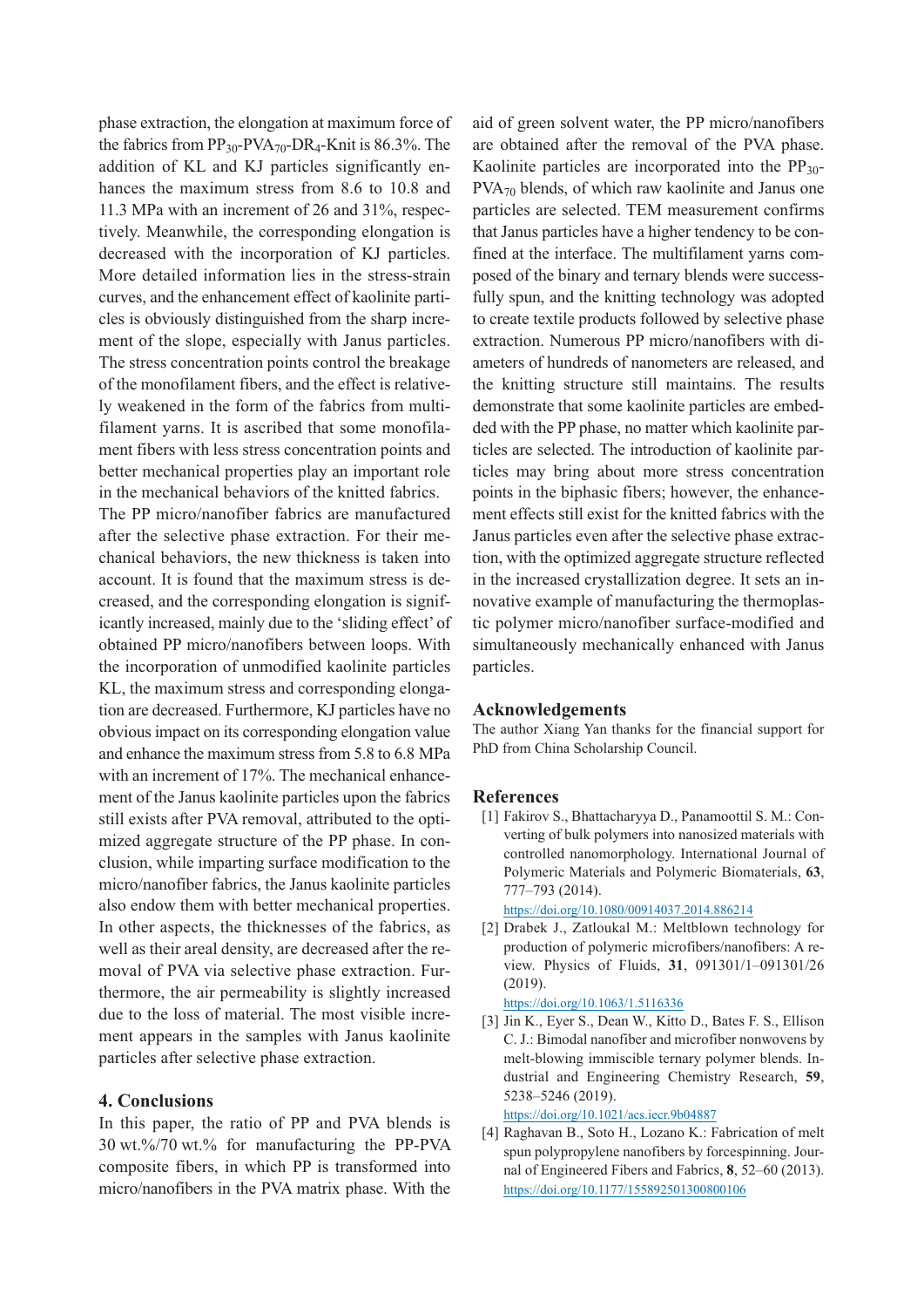phase extraction, the elongation at maximum force of the fabrics from $PP_{30}$-$PVA_{70}$-$DR_4$-Knit is 86.3%. The addition of KL and KJ particles significantly enhances the maximum stress from 8.6 to 10.8 and 11.3 MPa with an increment of 26 and 31%, respectively. Meanwhile, the corresponding elongation is decreased with the incorporation of KJ particles. More detailed information lies in the stress-strain curves, and the enhancement effect of kaolinite particles is obviously distinguished from the sharp increment of the slope, especially with Janus particles. The stress concentration points control the breakage of the monofilament fibers, and the effect is relatively weakened in the form of the fabrics from multifilament yarns. It is ascribed that some monofilament fibers with less stress concentration points and better mechanical properties play an important role in the mechanical behaviors of the knitted fabrics.

The PP micro/nanofiber fabrics are manufactured after the selective phase extraction. For their mechanical behaviors, the new thickness is taken into account. It is found that the maximum stress is decreased, and the corresponding elongation is significantly increased, mainly due to the 'sliding effect' of obtained PP micro/nanofibers between loops. With the incorporation of unmodified kaolinite particles KL, the maximum stress and corresponding elongation are decreased. Furthermore, KJ particles have no obvious impact on its corresponding elongation value and enhance the maximum stress from 5.8 to 6.8 MPa with an increment of 17%. The mechanical enhancement of the Janus kaolinite particles upon the fabrics still exists after PVA removal, attributed to the optimized aggregate structure of the PP phase. In conclusion, while imparting surface modification to the micro/nanofiber fabrics, the Janus kaolinite particles also endow them with better mechanical properties. In other aspects, the thicknesses of the fabrics, as well as their areal density, are decreased after the removal of PVA via selective phase extraction. Furthermore, the air permeability is slightly increased due to the loss of material. The most visible increment appears in the samples with Janus kaolinite particles after selective phase extraction.

## 4. Conclusions

In this paper, the ratio of PP and PVA blends is 30 wt.%/70 wt.% for manufacturing the PP-PVA composite fibers, in which PP is transformed into micro/nanofibers in the PVA matrix phase. With the aid of green solvent water, the PP micro/nanofibers are obtained after the removal of the PVA phase. Kaolinite particles are incorporated into the $PP_{30}$-$PVA_{70}$ blends, of which raw kaolinite and Janus one particles are selected. TEM measurement confirms that Janus particles have a higher tendency to be confined at the interface. The multifilament yarns composed of the binary and ternary blends were successfully spun, and the knitting technology was adopted to create textile products followed by selective phase extraction. Numerous PP micro/nanofibers with diameters of hundreds of nanometers are released, and the knitting structure still maintains. The results demonstrate that some kaolinite particles are embedded with the PP phase, no matter which kaolinite particles are selected. The introduction of kaolinite particles may bring about more stress concentration points in the biphasic fibers; however, the enhancement effects still exist for the knitted fabrics with the Janus particles even after the selective phase extraction, with the optimized aggregate structure reflected in the increased crystallization degree. It sets an innovative example of manufacturing the thermoplastic polymer micro/nanofiber surface-modified and simultaneously mechanically enhanced with Janus particles.

## Acknowledgements

The author Xiang Yan thanks for the financial support for PhD from China Scholarship Council.

## References

[1] Fakirov S., Bhattacharyya D., Panamoottil S. M.: Converting of bulk polymers into nanosized materials with controlled nanomorphology. International Journal of Polymeric Materials and Polymeric Biomaterials, **63**, 777–793 (2014).
https://doi.org/10.1080/00914037.2014.886214

[2] Drabek J., Zatloukal M.: Meltblown technology for production of polymeric microfibers/nanofibers: A review. Physics of Fluids, **31**, 091301/1–091301/26 (2019).
https://doi.org/10.1063/1.5116336

[3] Jin K., Eyer S., Dean W., Kitto D., Bates F. S., Ellison C. J.: Bimodal nanofiber and microfiber nonwovens by melt-blowing immiscible ternary polymer blends. Industrial and Engineering Chemistry Research, **59**, 5238–5246 (2019).
https://doi.org/10.1021/acs.iecr.9b04887

[4] Raghavan B., Soto H., Lozano K.: Fabrication of melt spun polypropylene nanofibers by forcespinning. Journal of Engineered Fibers and Fabrics, **8**, 52–60 (2013).
https://doi.org/10.1177/155892501300800106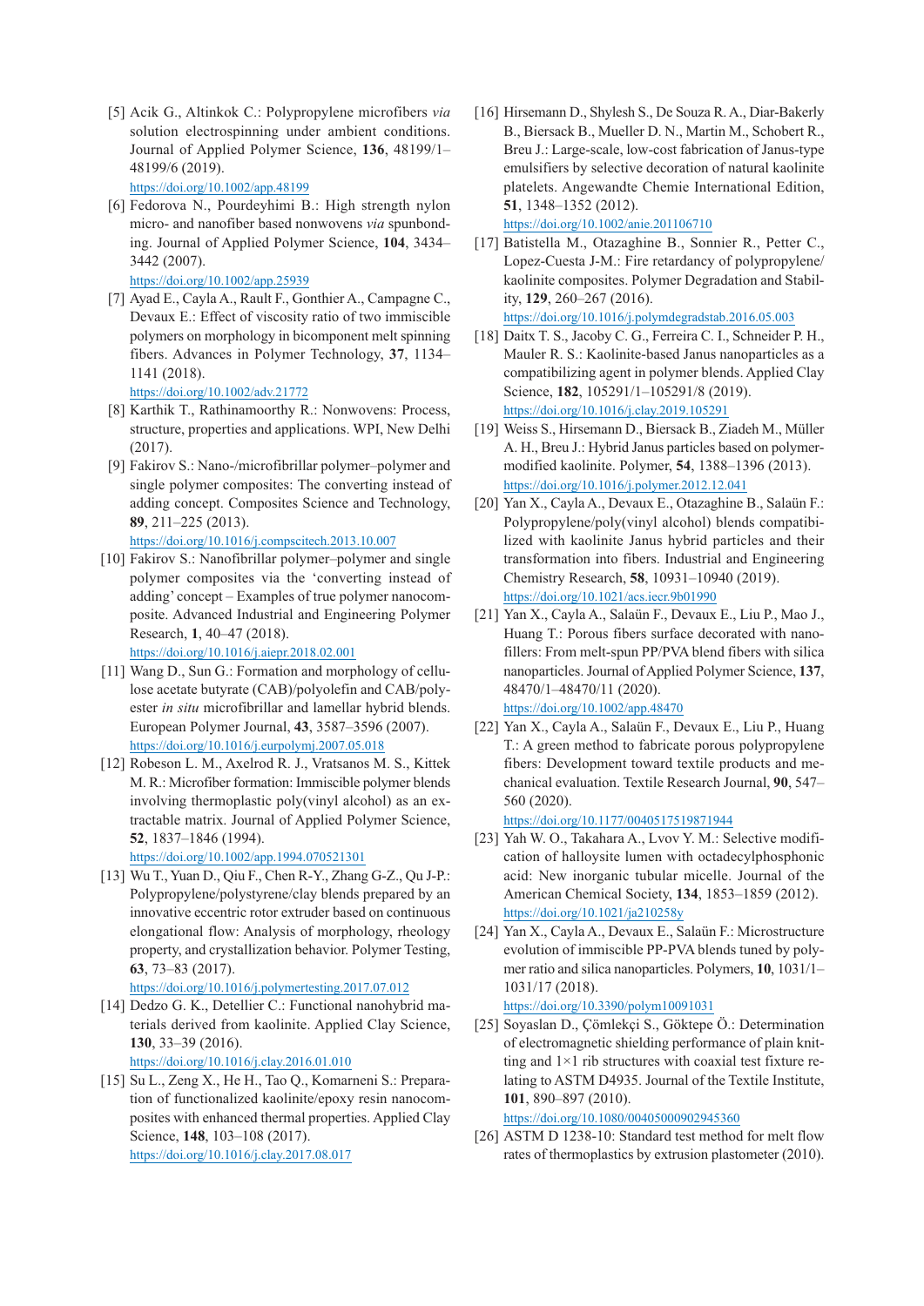[5] Acik G., Altinkok C.: Polypropylene microfibers *via* solution electrospinning under ambient conditions. Journal of Applied Polymer Science, **136**, 48199/1–48199/6 (2019). https://doi.org/10.1002/app.48199

[6] Fedorova N., Pourdeyhimi B.: High strength nylon micro- and nanofiber based nonwovens *via* spunbonding. Journal of Applied Polymer Science, **104**, 3434–3442 (2007). https://doi.org/10.1002/app.25939

[7] Ayad E., Cayla A., Rault F., Gonthier A., Campagne C., Devaux E.: Effect of viscosity ratio of two immiscible polymers on morphology in bicomponent melt spinning fibers. Advances in Polymer Technology, **37**, 1134–1141 (2018). https://doi.org/10.1002/adv.21772

[8] Karthik T., Rathinamoorthy R.: Nonwovens: Process, structure, properties and applications. WPI, New Delhi (2017).

[9] Fakirov S.: Nano-/microfibrillar polymer–polymer and single polymer composites: The converting instead of adding concept. Composites Science and Technology, **89**, 211–225 (2013). https://doi.org/10.1016/j.compscitech.2013.10.007

[10] Fakirov S.: Nanofibrillar polymer–polymer and single polymer composites via the 'converting instead of adding' concept – Examples of true polymer nanocomposite. Advanced Industrial and Engineering Polymer Research, **1**, 40–47 (2018). https://doi.org/10.1016/j.aiepr.2018.02.001

[11] Wang D., Sun G.: Formation and morphology of cellulose acetate butyrate (CAB)/polyolefin and CAB/polyester *in situ* microfibrillar and lamellar hybrid blends. European Polymer Journal, **43**, 3587–3596 (2007). https://doi.org/10.1016/j.eurpolymj.2007.05.018

[12] Robeson L. M., Axelrod R. J., Vratsanos M. S., Kittek M. R.: Microfiber formation: Immiscible polymer blends involving thermoplastic poly(vinyl alcohol) as an extractable matrix. Journal of Applied Polymer Science, **52**, 1837–1846 (1994). https://doi.org/10.1002/app.1994.070521301

[13] Wu T., Yuan D., Qiu F., Chen R-Y., Zhang G-Z., Qu J-P.: Polypropylene/polystyrene/clay blends prepared by an innovative eccentric rotor extruder based on continuous elongational flow: Analysis of morphology, rheology property, and crystallization behavior. Polymer Testing, **63**, 73–83 (2017). https://doi.org/10.1016/j.polymertesting.2017.07.012

[14] Dedzo G. K., Detellier C.: Functional nanohybrid materials derived from kaolinite. Applied Clay Science, **130**, 33–39 (2016). https://doi.org/10.1016/j.clay.2016.01.010

[15] Su L., Zeng X., He H., Tao Q., Komarneni S.: Preparation of functionalized kaolinite/epoxy resin nanocomposites with enhanced thermal properties. Applied Clay Science, **148**, 103–108 (2017). https://doi.org/10.1016/j.clay.2017.08.017

[16] Hirsemann D., Shylesh S., De Souza R. A., Diar-Bakerly B., Biersack B., Mueller D. N., Martin M., Schobert R., Breu J.: Large-scale, low-cost fabrication of Janus-type emulsifiers by selective decoration of natural kaolinite platelets. Angewandte Chemie International Edition, **51**, 1348–1352 (2012). https://doi.org/10.1002/anie.201106710

[17] Batistella M., Otazaghine B., Sonnier R., Petter C., Lopez-Cuesta J-M.: Fire retardancy of polypropylene/kaolinite composites. Polymer Degradation and Stability, **129**, 260–267 (2016). https://doi.org/10.1016/j.polymdegradstab.2016.05.003

[18] Daitx T. S., Jacoby C. G., Ferreira C. I., Schneider P. H., Mauler R. S.: Kaolinite-based Janus nanoparticles as a compatibilizing agent in polymer blends. Applied Clay Science, **182**, 105291/1–105291/8 (2019). https://doi.org/10.1016/j.clay.2019.105291

[19] Weiss S., Hirsemann D., Biersack B., Ziadeh M., Müller A. H., Breu J.: Hybrid Janus particles based on polymer-modified kaolinite. Polymer, **54**, 1388–1396 (2013). https://doi.org/10.1016/j.polymer.2012.12.041

[20] Yan X., Cayla A., Devaux E., Otazaghine B., Salaün F.: Polypropylene/poly(vinyl alcohol) blends compatibilized with kaolinite Janus hybrid particles and their transformation into fibers. Industrial and Engineering Chemistry Research, **58**, 10931–10940 (2019). https://doi.org/10.1021/acs.iecr.9b01990

[21] Yan X., Cayla A., Salaün F., Devaux E., Liu P., Mao J., Huang T.: Porous fibers surface decorated with nanofillers: From melt-spun PP/PVA blend fibers with silica nanoparticles. Journal of Applied Polymer Science, **137**, 48470/1–48470/11 (2020). https://doi.org/10.1002/app.48470

[22] Yan X., Cayla A., Salaün F., Devaux E., Liu P., Huang T.: A green method to fabricate porous polypropylene fibers: Development toward textile products and mechanical evaluation. Textile Research Journal, **90**, 547–560 (2020). https://doi.org/10.1177/0040517519871944

[23] Yah W. O., Takahara A., Lvov Y. M.: Selective modification of halloysite lumen with octadecylphosphonic acid: New inorganic tubular micelle. Journal of the American Chemical Society, **134**, 1853–1859 (2012). https://doi.org/10.1021/ja210258y

[24] Yan X., Cayla A., Devaux E., Salaün F.: Microstructure evolution of immiscible PP-PVA blends tuned by polymer ratio and silica nanoparticles. Polymers, **10**, 1031/1–1031/17 (2018). https://doi.org/10.3390/polym10091031

[25] Soyaslan D., Çömlekçi S., Göktepe Ö.: Determination of electromagnetic shielding performance of plain knitting and 1×1 rib structures with coaxial test fixture relating to ASTM D4935. Journal of the Textile Institute, **101**, 890–897 (2010). https://doi.org/10.1080/00405000902945360

[26] ASTM D 1238-10: Standard test method for melt flow rates of thermoplastics by extrusion plastometer (2010).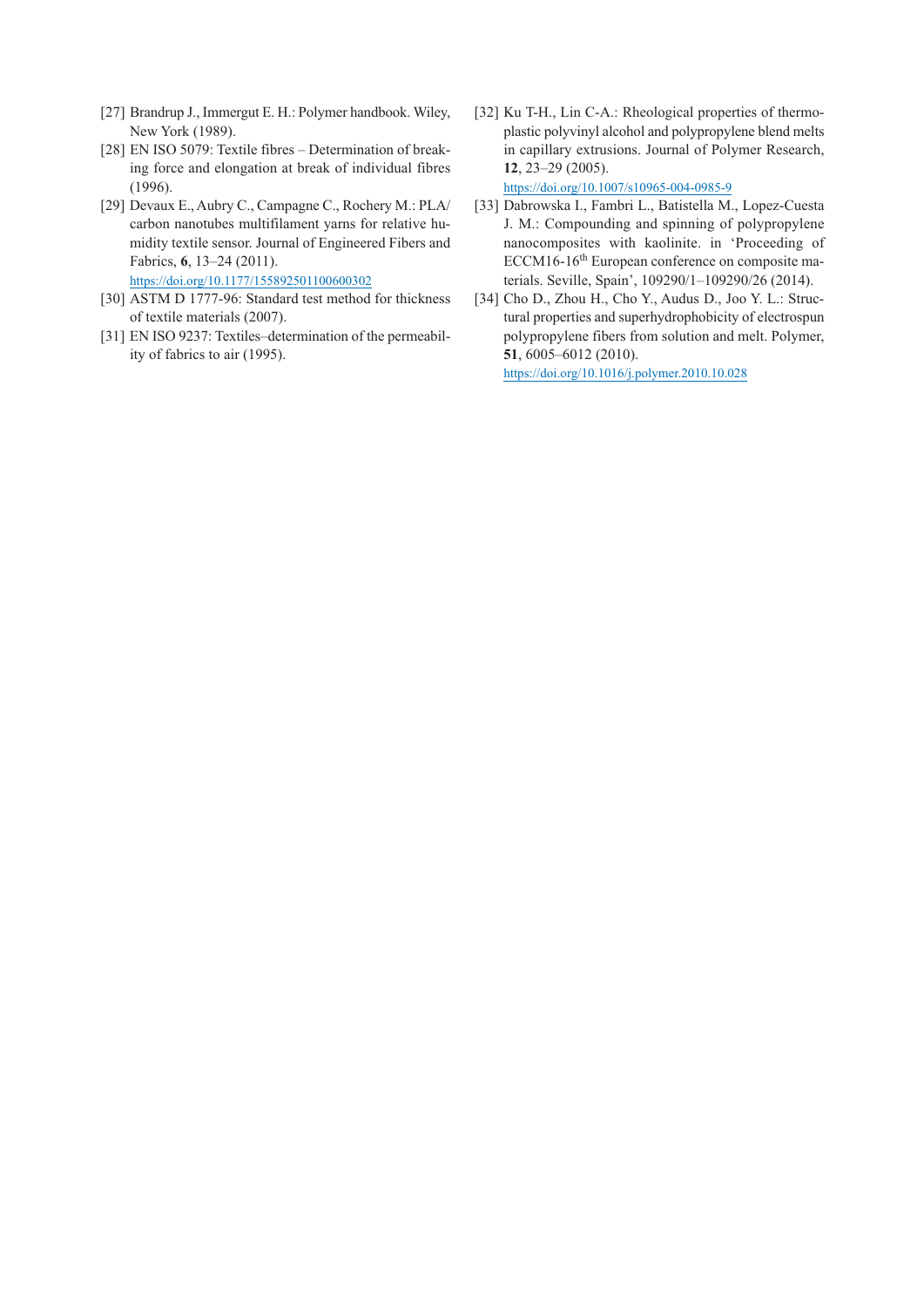[27] Brandrup J., Immergut E. H.: Polymer handbook. Wiley, New York (1989).

[28] EN ISO 5079: Textile fibres – Determination of breaking force and elongation at break of individual fibres (1996).

[29] Devaux E., Aubry C., Campagne C., Rochery M.: PLA/carbon nanotubes multifilament yarns for relative humidity textile sensor. Journal of Engineered Fibers and Fabrics, **6**, 13–24 (2011). https://doi.org/10.1177/155892501100600302

[30] ASTM D 1777-96: Standard test method for thickness of textile materials (2007).

[31] EN ISO 9237: Textiles–determination of the permeability of fabrics to air (1995).

[32] Ku T-H., Lin C-A.: Rheological properties of thermoplastic polyvinyl alcohol and polypropylene blend melts in capillary extrusions. Journal of Polymer Research, **12**, 23–29 (2005). https://doi.org/10.1007/s10965-004-0985-9

[33] Dabrowska I., Fambri L., Batistella M., Lopez-Cuesta J. M.: Compounding and spinning of polypropylene nanocomposites with kaolinite. in 'Proceeding of ECCM16-16th European conference on composite materials. Seville, Spain', 109290/1–109290/26 (2014).

[34] Cho D., Zhou H., Cho Y., Audus D., Joo Y. L.: Structural properties and superhydrophobicity of electrospun polypropylene fibers from solution and melt. Polymer, **51**, 6005–6012 (2010). https://doi.org/10.1016/j.polymer.2010.10.028